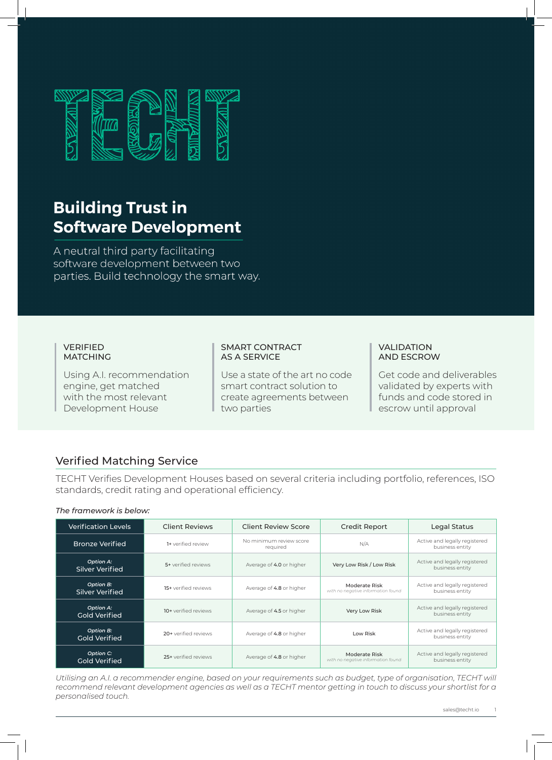# TECHT

## Building Trust in Software Development

A neutral third party facilitating software development between two parties. Build technology the smart way.

### VERIFIED MATCHING

Using A.I. recommendation engine, get matched with the most relevant Development House

### SMART CONTRACT AS A SERVICE

Use a state of the art no code smart contract solution to create agreements between two parties

### VALIDATION AND ESCROW

Get code and deliverables validated by experts with funds and code stored in escrow until approval

## Verified Matching Service

TECHT Verifies Development Houses based on several criteria including portfolio, references, ISO standards, credit rating and operational efficiency.

*The framework is below:*

| Verification Levels | Client Reviews | Client Review Score | Credit Report | Legal Status |
|---|---|---|---|---|
| Bronze Verified | 1+ verified review | No minimum review score required | N/A | Active and legally registered business entity |
| *Option A:* Silver Verified | 5+ verified reviews | Average of **4.0** or higher | Very Low Risk / Low Risk | Active and legally registered business entity |
| *Option B:* Silver Verified | 15+ verified reviews | Average of **4.8** or higher | Moderate Risk *with no negative information found* | Active and legally registered business entity |
| *Option A:* Gold Verified | 10+ verified reviews | Average of **4.5** or higher | Very Low Risk | Active and legally registered business entity |
| *Option B:* Gold Verified | 20+ verified reviews | Average of **4.8** or higher | Low Risk | Active and legally registered business entity |
| *Option C:* Gold Verified | 25+ verified reviews | Average of **4.8** or higher | Moderate Risk *with no negative information found* | Active and legally registered business entity |

*Utilising an A.I. a recommender engine, based on your requirements such as budget, type of organisation, TECHT will recommend relevant development agencies as well as a TECHT mentor getting in touch to discuss your shortlist for a personalised touch.*

sales@techt.io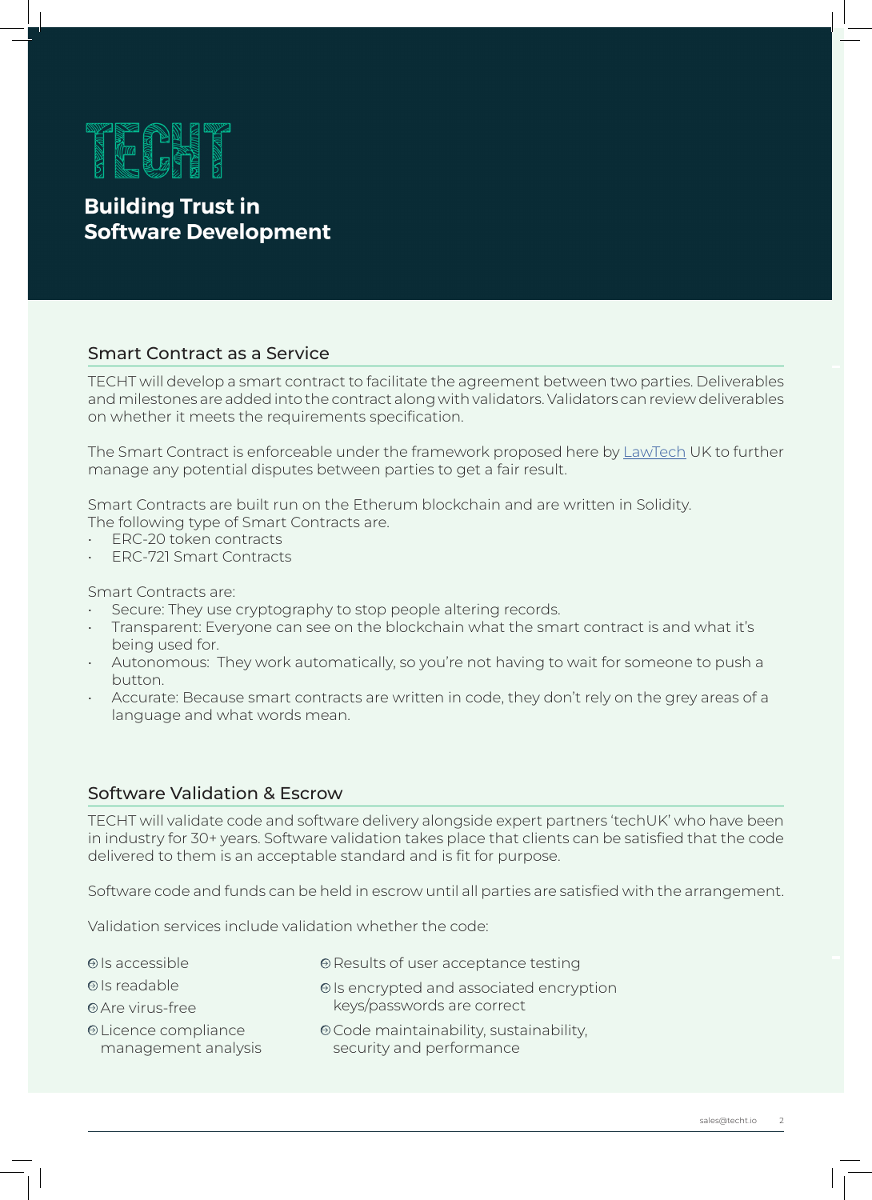# TECHT

## Building Trust in Software Development

### Smart Contract as a Service

TECHT will develop a smart contract to facilitate the agreement between two parties. Deliverables and milestones are added into the contract along with validators. Validators can review deliverables on whether it meets the requirements specification.

The Smart Contract is enforceable under the framework proposed here by [LawTech]() UK to further manage any potential disputes between parties to get a fair result.

Smart Contracts are built run on the Etherum blockchain and are written in Solidity.
The following type of Smart Contracts are.

- ERC-20 token contracts
- ERC-721 Smart Contracts

Smart Contracts are:

- Secure: They use cryptography to stop people altering records.
- Transparent: Everyone can see on the blockchain what the smart contract is and what it's being used for.
- Autonomous: They work automatically, so you're not having to wait for someone to push a button.
- Accurate: Because smart contracts are written in code, they don't rely on the grey areas of a language and what words mean.

### Software Validation & Escrow

TECHT will validate code and software delivery alongside expert partners 'techUK' who have been in industry for 30+ years. Software validation takes place that clients can be satisfied that the code delivered to them is an acceptable standard and is fit for purpose.

Software code and funds can be held in escrow until all parties are satisfied with the arrangement.

Validation services include validation whether the code:

- Is accessible
- Is readable
- Are virus-free
- Licence compliance management analysis
- Results of user acceptance testing
- Is encrypted and associated encryption keys/passwords are correct
- Code maintainability, sustainability, security and performance

sales@techt.io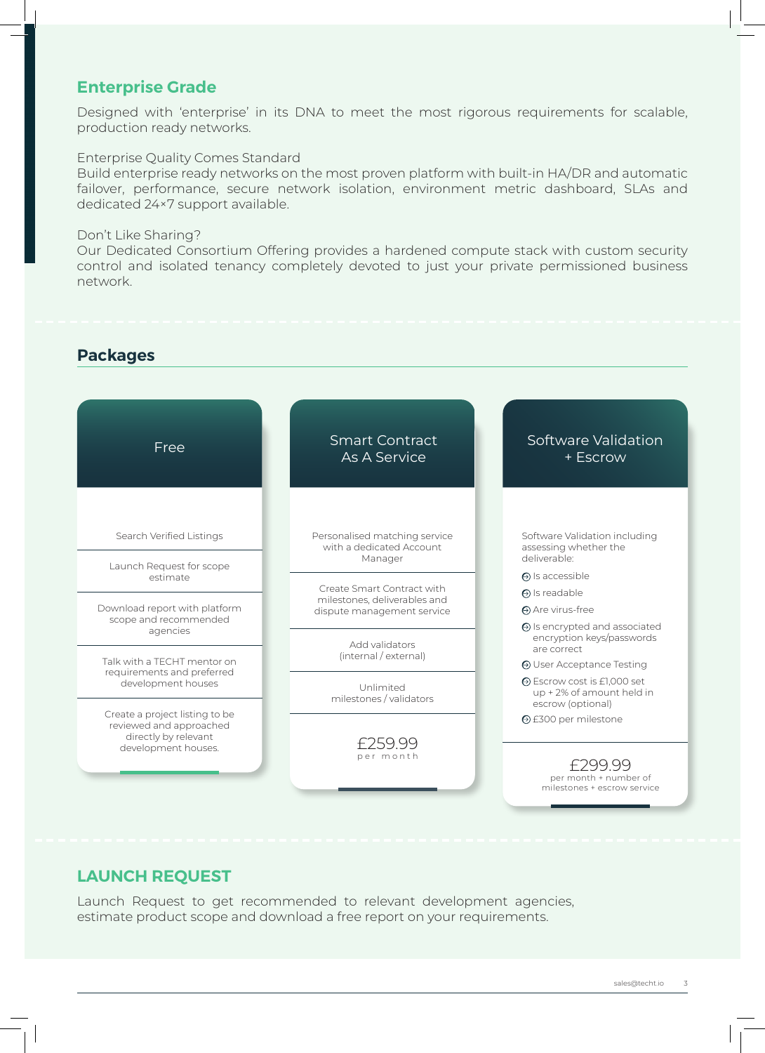## Enterprise Grade

Designed with 'enterprise' in its DNA to meet the most rigorous requirements for scalable, production ready networks.

Enterprise Quality Comes Standard
Build enterprise ready networks on the most proven platform with built-in HA/DR and automatic failover, performance, secure network isolation, environment metric dashboard, SLAs and dedicated 24×7 support available.

Don't Like Sharing?
Our Dedicated Consortium Offering provides a hardened compute stack with custom security control and isolated tenancy completely devoted to just your private permissioned business network.

## Packages

### Free

- Search Verified Listings
- Launch Request for scope estimate
- Download report with platform scope and recommended agencies
- Talk with a TECHT mentor on requirements and preferred development houses
- Create a project listing to be reviewed and approached directly by relevant development houses.

### Smart Contract As A Service

- Personalised matching service with a dedicated Account Manager
- Create Smart Contract with milestones, deliverables and dispute management service
- Add validators (internal / external)
- Unlimited milestones / validators

£259.99
per month

### Software Validation + Escrow

Software Validation including assessing whether the deliverable:

- Is accessible
- Is readable
- Are virus-free
- Is encrypted and associated encryption keys/passwords are correct
- User Acceptance Testing
- Escrow cost is £1,000 set up + 2% of amount held in escrow (optional)
- £300 per milestone

£299.99
per month + number of milestones + escrow service

## LAUNCH REQUEST

Launch Request to get recommended to relevant development agencies, estimate product scope and download a free report on your requirements.

sales@techt.io